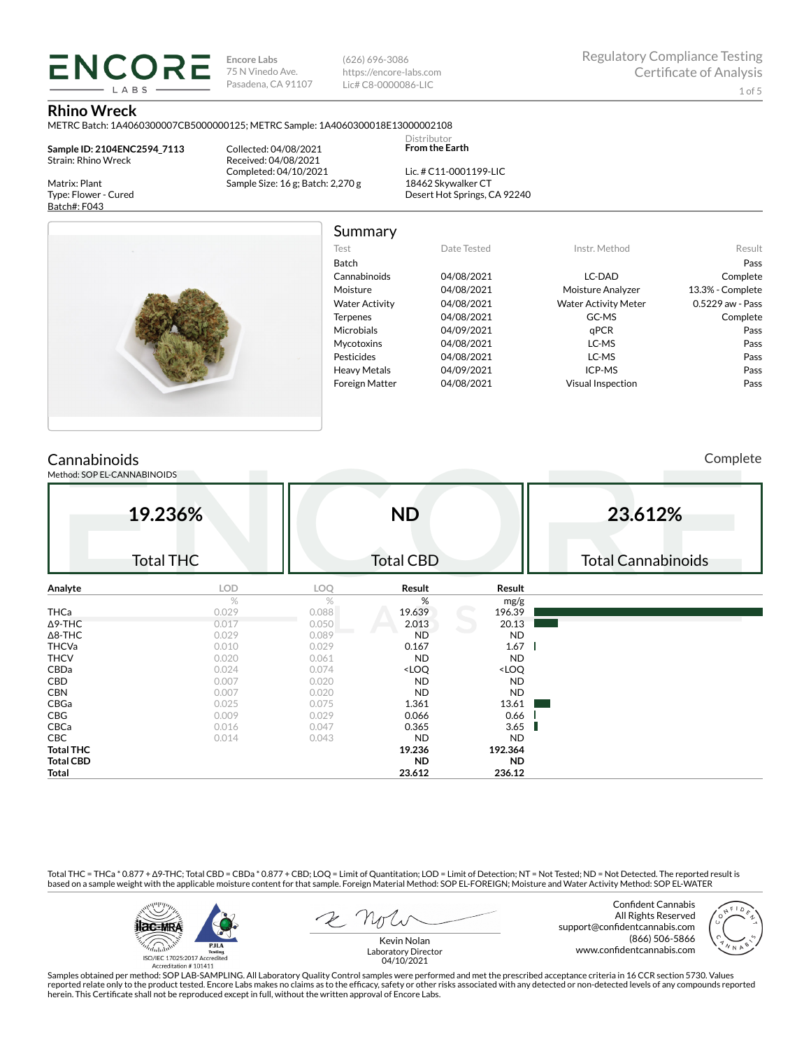**ENCORE LABS**

Encore Labs
75 N Vinedo Ave.
Pasadena, CA 91107

(626) 696-3086
https://encore-labs.com
Lic# C8-0000086-LIC

Regulatory Compliance Testing
Certificate of Analysis

## Rhino Wreck

METRC Batch: 1A4060300007CB5000000125; METRC Sample: 1A4060300018E13000002108

**Sample ID: 2104ENC2594_7113**
Strain: Rhino Wreck

Matrix: Plant
Type: Flower - Cured
Batch#: F043

Collected: 04/08/2021
Received: 04/08/2021
Completed: 04/10/2021
Sample Size: 16 g; Batch: 2,270 g

Distributor
**From the Earth**

Lic. # C11-0001199-LIC
18462 Skywalker CT
Desert Hot Springs, CA 92240

## Summary

| Test | Date Tested | Instr. Method | Result |
|---|---|---|---|
| Batch | | | Pass |
| Cannabinoids | 04/08/2021 | LC-DAD | Complete |
| Moisture | 04/08/2021 | Moisture Analyzer | 13.3% - Complete |
| Water Activity | 04/08/2021 | Water Activity Meter | 0.5229 aw - Pass |
| Terpenes | 04/08/2021 | GC-MS | Complete |
| Microbials | 04/09/2021 | qPCR | Pass |
| Mycotoxins | 04/08/2021 | LC-MS | Pass |
| Pesticides | 04/08/2021 | LC-MS | Pass |
| Heavy Metals | 04/09/2021 | ICP-MS | Pass |
| Foreign Matter | 04/08/2021 | Visual Inspection | Pass |

## Cannabinoids

Complete

Method: SOP EL-CANNABINOIDS

| 19.236% | ND | 23.612% |
|---|---|---|
| Total THC | Total CBD | Total Cannabinoids |

| Analyte | LOD | LOQ | Result | Result |
|---|---|---|---|---|
| | % | % | % | mg/g |
| THCa | 0.029 | 0.088 | 19.639 | 196.39 |
| Δ9-THC | 0.017 | 0.050 | 2.013 | 20.13 |
| Δ8-THC | 0.029 | 0.089 | ND | ND |
| THCVa | 0.010 | 0.029 | 0.167 | 1.67 |
| THCV | 0.020 | 0.061 | ND | ND |
| CBDa | 0.024 | 0.074 | <LOQ | <LOQ |
| CBD | 0.007 | 0.020 | ND | ND |
| CBN | 0.007 | 0.020 | ND | ND |
| CBGa | 0.025 | 0.075 | 1.361 | 13.61 |
| CBG | 0.009 | 0.029 | 0.066 | 0.66 |
| CBCa | 0.016 | 0.047 | 0.365 | 3.65 |
| CBC | 0.014 | 0.043 | ND | ND |
| **Total THC** | | | **19.236** | **192.364** |
| **Total CBD** | | | **ND** | **ND** |
| **Total** | | | **23.612** | **236.12** |

Total THC = THCa * 0.877 + Δ9-THC; Total CBD = CBDa * 0.877 + CBD; LOQ = Limit of Quantitation; LOD = Limit of Detection; NT = Not Tested; ND = Not Detected. The reported result is based on a sample weight with the applicable moisture content for that sample. Foreign Material Method: SOP EL-FOREIGN; Moisture and Water Activity Method: SOP EL-WATER

ISO/IEC 17025:2017 Accredited
Accreditation # 101411

Kevin Nolan
Laboratory Director
04/10/2021

Confident Cannabis
All Rights Reserved
support@confidentcannabis.com
(866) 506-5866
www.confidentcannabis.com

Samples obtained per method: SOP LAB-SAMPLING. All Laboratory Quality Control samples were performed and met the prescribed acceptance criteria in 16 CCR section 5730. Values reported relate only to the product tested. Encore Labs makes no claims as to the efficacy, safety or other risks associated with any detected or non-detected levels of any compounds reported herein. This Certificate shall not be reproduced except in full, without the written approval of Encore Labs.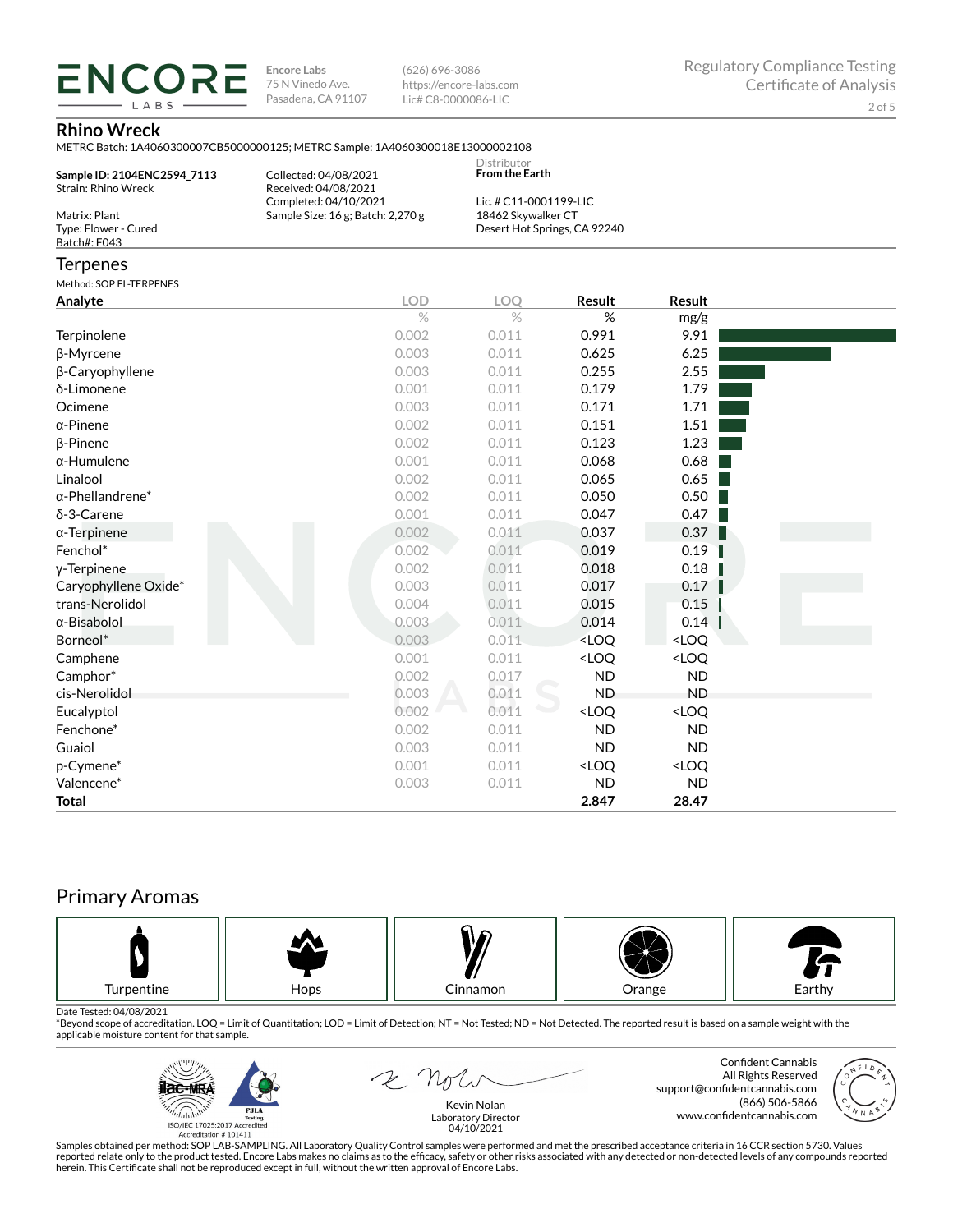**Encore Labs**
75 N Vinedo Ave.
Pasadena, CA 91107

(626) 696-3086
https://encore-labs.com
Lic# C8-0000086-LIC

Regulatory Compliance Testing
Certificate of Analysis

## Rhino Wreck

METRC Batch: 1A4060300007CB5000000125; METRC Sample: 1A4060300018E13000002108

**Sample ID: 2104ENC2594_7113**
Strain: Rhino Wreck

Matrix: Plant
Type: Flower - Cured
Batch#: F043

Collected: 04/08/2021
Received: 04/08/2021
Completed: 04/10/2021
Sample Size: 16 g; Batch: 2,270 g

Distributor
**From the Earth**

Lic. # C11-0001199-LIC
18462 Skywalker CT
Desert Hot Springs, CA 92240

## Terpenes

Method: SOP EL-TERPENES

| Analyte | LOD | LOQ | Result | Result |
|---|---|---|---|---|
| | % | % | % | mg/g |
| Terpinolene | 0.002 | 0.011 | 0.991 | 9.91 |
| β-Myrcene | 0.003 | 0.011 | 0.625 | 6.25 |
| β-Caryophyllene | 0.003 | 0.011 | 0.255 | 2.55 |
| δ-Limonene | 0.001 | 0.011 | 0.179 | 1.79 |
| Ocimene | 0.003 | 0.011 | 0.171 | 1.71 |
| α-Pinene | 0.002 | 0.011 | 0.151 | 1.51 |
| β-Pinene | 0.002 | 0.011 | 0.123 | 1.23 |
| α-Humulene | 0.001 | 0.011 | 0.068 | 0.68 |
| Linalool | 0.002 | 0.011 | 0.065 | 0.65 |
| α-Phellandrene* | 0.002 | 0.011 | 0.050 | 0.50 |
| δ-3-Carene | 0.001 | 0.011 | 0.047 | 0.47 |
| α-Terpinene | 0.002 | 0.011 | 0.037 | 0.37 |
| Fenchol* | 0.002 | 0.011 | 0.019 | 0.19 |
| γ-Terpinene | 0.002 | 0.011 | 0.018 | 0.18 |
| Caryophyllene Oxide* | 0.003 | 0.011 | 0.017 | 0.17 |
| trans-Nerolidol | 0.004 | 0.011 | 0.015 | 0.15 |
| α-Bisabolol | 0.003 | 0.011 | 0.014 | 0.14 |
| Borneol* | 0.003 | 0.011 | <LOQ | <LOQ |
| Camphene | 0.001 | 0.011 | <LOQ | <LOQ |
| Camphor* | 0.002 | 0.017 | ND | ND |
| cis-Nerolidol | 0.003 | 0.011 | ND | ND |
| Eucalyptol | 0.002 | 0.011 | <LOQ | <LOQ |
| Fenchone* | 0.002 | 0.011 | ND | ND |
| Guaiol | 0.003 | 0.011 | ND | ND |
| p-Cymene* | 0.001 | 0.011 | <LOQ | <LOQ |
| Valencene* | 0.003 | 0.011 | ND | ND |
| **Total** | | | **2.847** | **28.47** |

## Primary Aromas

Turpentine | Hops | Cinnamon | Orange | Earthy

Date Tested: 04/08/2021
*Beyond scope of accreditation. LOQ = Limit of Quantitation; LOD = Limit of Detection; NT = Not Tested; ND = Not Detected. The reported result is based on a sample weight with the applicable moisture content for that sample.

ISO/IEC 17025:2017 Accredited
Accreditation #101411

Kevin Nolan
Laboratory Director
04/10/2021

Confident Cannabis
All Rights Reserved
support@confidentcannabis.com
(866) 506-5866
www.confidentcannabis.com

Samples obtained per method: SOP LAB-SAMPLING. All Laboratory Quality Control samples were performed and met the prescribed acceptance criteria in 16 CCR section 5730. Values reported relate only to the product tested. Encore Labs makes no claims as to the efficacy, safety or other risks associated with any detected or non-detected levels of any compounds reported herein. This Certificate shall not be reproduced except in full, without the written approval of Encore Labs.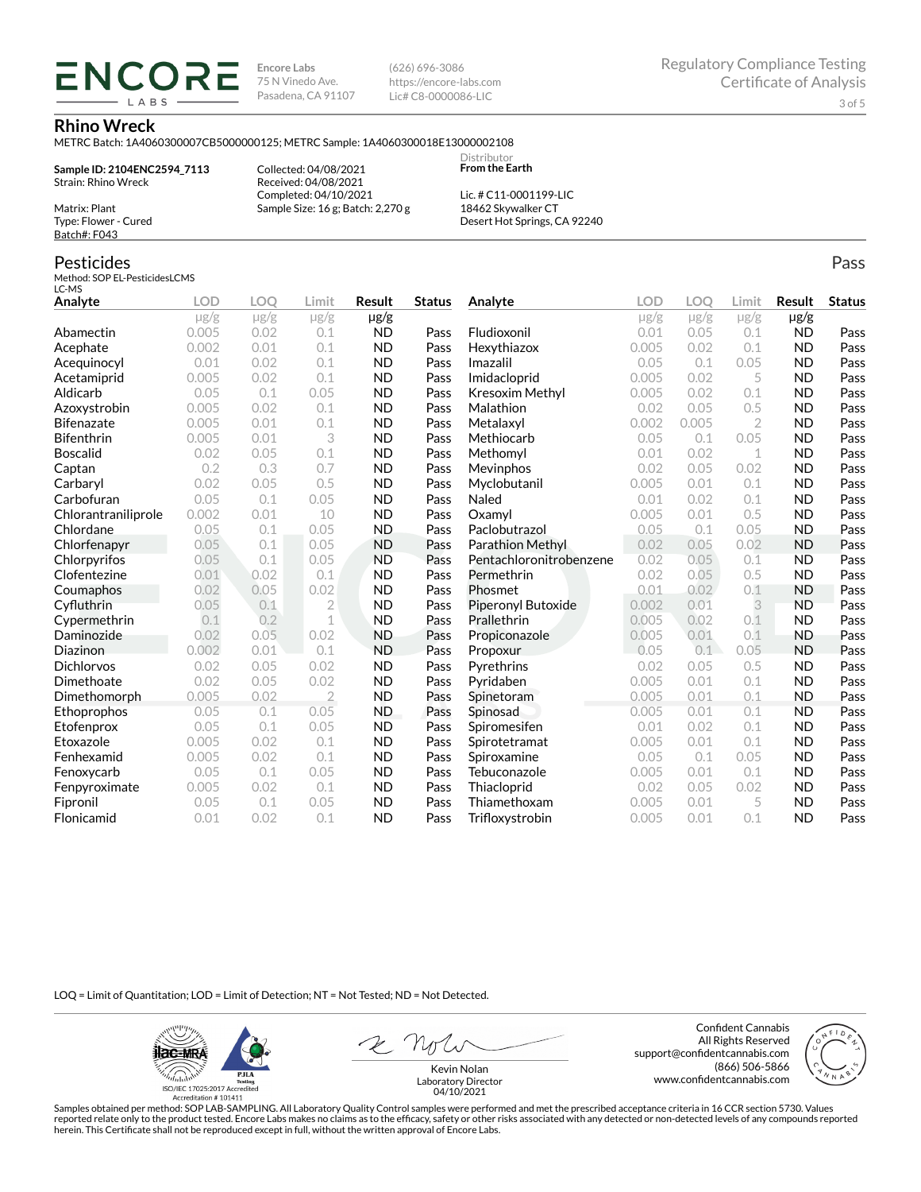**ENCORE LABS**

Encore Labs
75 N Vinedo Ave.
Pasadena, CA 91107

(626) 696-3086
https://encore-labs.com
Lic# C8-0000086-LIC

Regulatory Compliance Testing
Certificate of Analysis

## Rhino Wreck

METRC Batch: 1A4060300007CB5000000125; METRC Sample: 1A4060300018E13000002108

**Sample ID: 2104ENC2594_7113**
Strain: Rhino Wreck

Matrix: Plant
Type: Flower - Cured
Batch#: F043

Collected: 04/08/2021
Received: 04/08/2021
Completed: 04/10/2021
Sample Size: 16 g; Batch: 2,270 g

Distributor
**From the Earth**

Lic. # C11-0001199-LIC
18462 Skywalker CT
Desert Hot Springs, CA 92240

## Pesticides

Pass

Method: SOP EL-PesticidesLCMS
LC-MS

| Analyte | LOD | LOQ | Limit | Result | Status |
|---|---|---|---|---|---|
| | µg/g | µg/g | µg/g | µg/g | |
| Abamectin | 0.005 | 0.02 | 0.1 | ND | Pass |
| Acephate | 0.002 | 0.01 | 0.1 | ND | Pass |
| Acequinocyl | 0.01 | 0.02 | 0.1 | ND | Pass |
| Acetamiprid | 0.005 | 0.02 | 0.1 | ND | Pass |
| Aldicarb | 0.05 | 0.1 | 0.05 | ND | Pass |
| Azoxystrobin | 0.005 | 0.02 | 0.1 | ND | Pass |
| Bifenazate | 0.005 | 0.01 | 0.1 | ND | Pass |
| Bifenthrin | 0.005 | 0.01 | 3 | ND | Pass |
| Boscalid | 0.02 | 0.05 | 0.1 | ND | Pass |
| Captan | 0.2 | 0.3 | 0.7 | ND | Pass |
| Carbaryl | 0.02 | 0.05 | 0.5 | ND | Pass |
| Carbofuran | 0.05 | 0.1 | 0.05 | ND | Pass |
| Chlorantraniliprole | 0.002 | 0.01 | 10 | ND | Pass |
| Chlordane | 0.05 | 0.1 | 0.05 | ND | Pass |
| Chlorfenapyr | 0.05 | 0.1 | 0.05 | ND | Pass |
| Chlorpyrifos | 0.05 | 0.1 | 0.05 | ND | Pass |
| Clofentezine | 0.01 | 0.02 | 0.1 | ND | Pass |
| Coumaphos | 0.02 | 0.05 | 0.02 | ND | Pass |
| Cyfluthrin | 0.05 | 0.1 | 2 | ND | Pass |
| Cypermethrin | 0.1 | 0.2 | 1 | ND | Pass |
| Daminozide | 0.02 | 0.05 | 0.02 | ND | Pass |
| Diazinon | 0.002 | 0.01 | 0.1 | ND | Pass |
| Dichlorvos | 0.02 | 0.05 | 0.02 | ND | Pass |
| Dimethoate | 0.02 | 0.05 | 0.02 | ND | Pass |
| Dimethomorph | 0.005 | 0.02 | 2 | ND | Pass |
| Ethoprophos | 0.05 | 0.1 | 0.05 | ND | Pass |
| Etofenprox | 0.05 | 0.1 | 0.05 | ND | Pass |
| Etoxazole | 0.005 | 0.02 | 0.1 | ND | Pass |
| Fenhexamid | 0.005 | 0.02 | 0.1 | ND | Pass |
| Fenoxycarb | 0.05 | 0.1 | 0.05 | ND | Pass |
| Fenpyroximate | 0.005 | 0.02 | 0.1 | ND | Pass |
| Fipronil | 0.05 | 0.1 | 0.05 | ND | Pass |
| Flonicamid | 0.01 | 0.02 | 0.1 | ND | Pass |
| Fludioxonil | 0.01 | 0.05 | 0.1 | ND | Pass |
| Hexythiazox | 0.005 | 0.02 | 0.1 | ND | Pass |
| Imazalil | 0.05 | 0.1 | 0.05 | ND | Pass |
| Imidacloprid | 0.005 | 0.02 | 5 | ND | Pass |
| Kresoxim Methyl | 0.005 | 0.02 | 0.1 | ND | Pass |
| Malathion | 0.02 | 0.05 | 0.5 | ND | Pass |
| Metalaxyl | 0.002 | 0.005 | 2 | ND | Pass |
| Methiocarb | 0.05 | 0.1 | 0.05 | ND | Pass |
| Methomyl | 0.01 | 0.02 | 1 | ND | Pass |
| Mevinphos | 0.02 | 0.05 | 0.02 | ND | Pass |
| Myclobutanil | 0.005 | 0.01 | 0.1 | ND | Pass |
| Naled | 0.01 | 0.02 | 0.1 | ND | Pass |
| Oxamyl | 0.005 | 0.01 | 0.5 | ND | Pass |
| Paclobutrazol | 0.05 | 0.1 | 0.05 | ND | Pass |
| Parathion Methyl | 0.02 | 0.05 | 0.02 | ND | Pass |
| Pentachloronitrobenzene | 0.02 | 0.05 | 0.1 | ND | Pass |
| Permethrin | 0.02 | 0.05 | 0.5 | ND | Pass |
| Phosmet | 0.01 | 0.02 | 0.1 | ND | Pass |
| Piperonyl Butoxide | 0.002 | 0.01 | 3 | ND | Pass |
| Prallethrin | 0.005 | 0.02 | 0.1 | ND | Pass |
| Propiconazole | 0.005 | 0.01 | 0.1 | ND | Pass |
| Propoxur | 0.05 | 0.1 | 0.05 | ND | Pass |
| Pyrethrins | 0.02 | 0.05 | 0.5 | ND | Pass |
| Pyridaben | 0.005 | 0.01 | 0.1 | ND | Pass |
| Spinetoram | 0.005 | 0.01 | 0.1 | ND | Pass |
| Spinosad | 0.005 | 0.01 | 0.1 | ND | Pass |
| Spiromesifen | 0.01 | 0.02 | 0.1 | ND | Pass |
| Spirotetramat | 0.005 | 0.01 | 0.1 | ND | Pass |
| Spiroxamine | 0.05 | 0.1 | 0.05 | ND | Pass |
| Tebuconazole | 0.005 | 0.01 | 0.1 | ND | Pass |
| Thiacloprid | 0.02 | 0.05 | 0.02 | ND | Pass |
| Thiamethoxam | 0.005 | 0.01 | 5 | ND | Pass |
| Trifloxystrobin | 0.005 | 0.01 | 0.1 | ND | Pass |

LOQ = Limit of Quantitation; LOD = Limit of Detection; NT = Not Tested; ND = Not Detected.

ISO/IEC 17025:2017 Accredited
Accreditation # 101411

Kevin Nolan
Laboratory Director
04/10/2021

Confident Cannabis
All Rights Reserved
support@confidentcannabis.com
(866) 506-5866
www.confidentcannabis.com

Samples obtained per method: SOP LAB-SAMPLING. All Laboratory Quality Control samples were performed and met the prescribed acceptance criteria in 16 CCR section 5730. Values reported relate only to the product tested. Encore Labs makes no claims as to the efficacy, safety or other risks associated with any detected or non-detected levels of any compounds reported herein. This Certificate shall not be reproduced except in full, without the written approval of Encore Labs.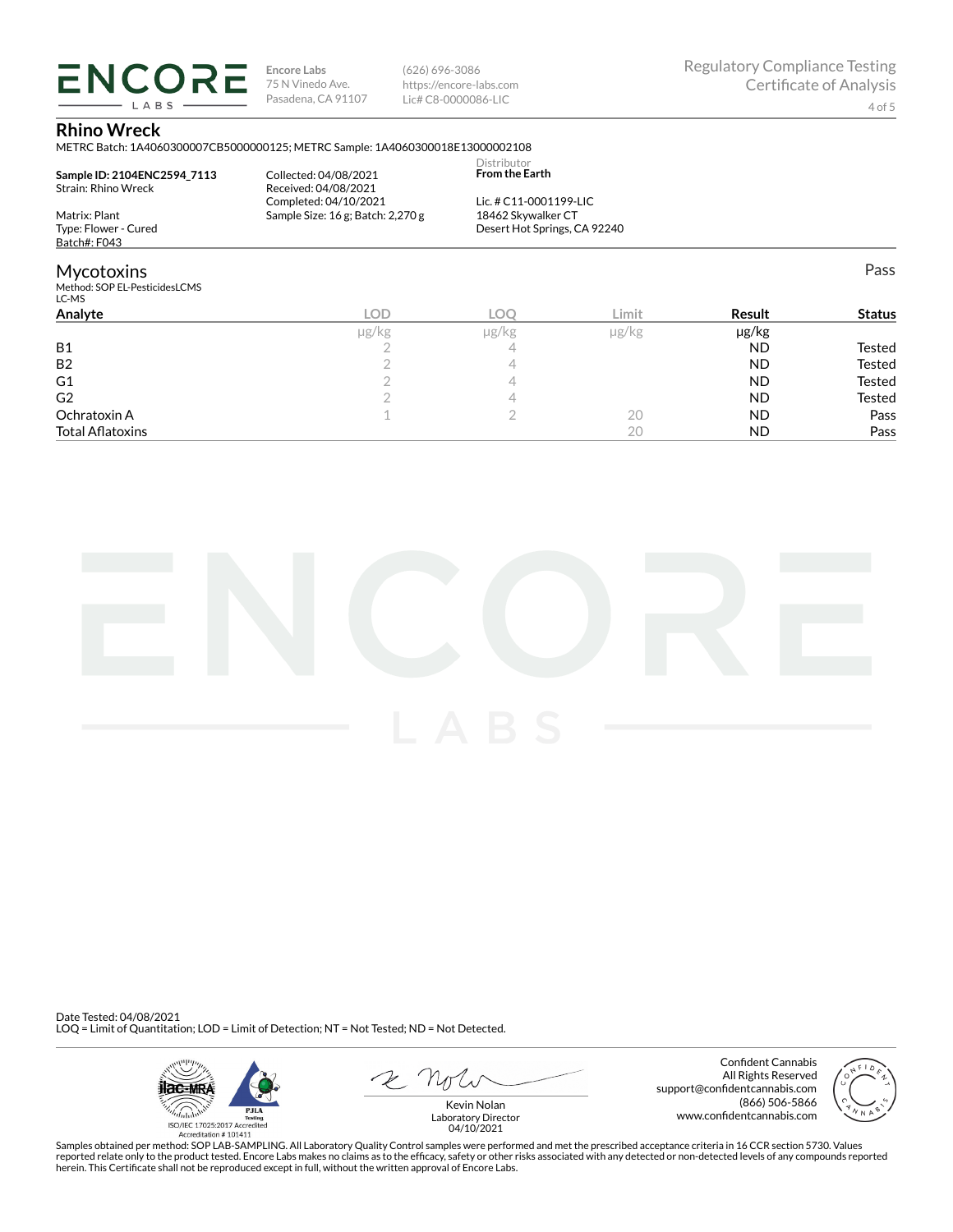**Encore Labs**
75 N Vinedo Ave.
Pasadena, CA 91107

(626) 696-3086
https://encore-labs.com
Lic# C8-0000086-LIC

Regulatory Compliance Testing
Certificate of Analysis

## Rhino Wreck

METRC Batch: 1A4060300007CB5000000125; METRC Sample: 1A4060300018E13000002108

**Sample ID: 2104ENC2594_7113**
Strain: Rhino Wreck

Matrix: Plant
Type: Flower - Cured
Batch#: F043

Collected: 04/08/2021
Received: 04/08/2021
Completed: 04/10/2021
Sample Size: 16 g; Batch: 2,270 g

Distributor
**From the Earth**

Lic. # C11-0001199-LIC
18462 Skywalker CT
Desert Hot Springs, CA 92240

## Mycotoxins

Pass

Method: SOP EL-PesticidesLCMS
LC-MS

| Analyte | LOD | LOQ | Limit | Result | Status |
|---|---|---|---|---|---|
| | μg/kg | μg/kg | μg/kg | μg/kg | |
| B1 | 2 | 4 | | ND | Tested |
| B2 | 2 | 4 | | ND | Tested |
| G1 | 2 | 4 | | ND | Tested |
| G2 | 2 | 4 | | ND | Tested |
| Ochratoxin A | 1 | 2 | 20 | ND | Pass |
| Total Aflatoxins | | | 20 | ND | Pass |

Date Tested: 04/08/2021
LOQ = Limit of Quantitation; LOD = Limit of Detection; NT = Not Tested; ND = Not Detected.

ISO/IEC 17025:2017 Accredited
Accreditation # 101411

Kevin Nolan
Laboratory Director
04/10/2021

Confident Cannabis
All Rights Reserved
support@confidentcannabis.com
(866) 506-5866
www.confidentcannabis.com

Samples obtained per method: SOP LAB-SAMPLING. All Laboratory Quality Control samples were performed and met the prescribed acceptance criteria in 16 CCR section 5730. Values reported relate only to the product tested. Encore Labs makes no claims as to the efficacy, safety or other risks associated with any detected or non-detected levels of any compounds reported herein. This Certificate shall not be reproduced except in full, without the written approval of Encore Labs.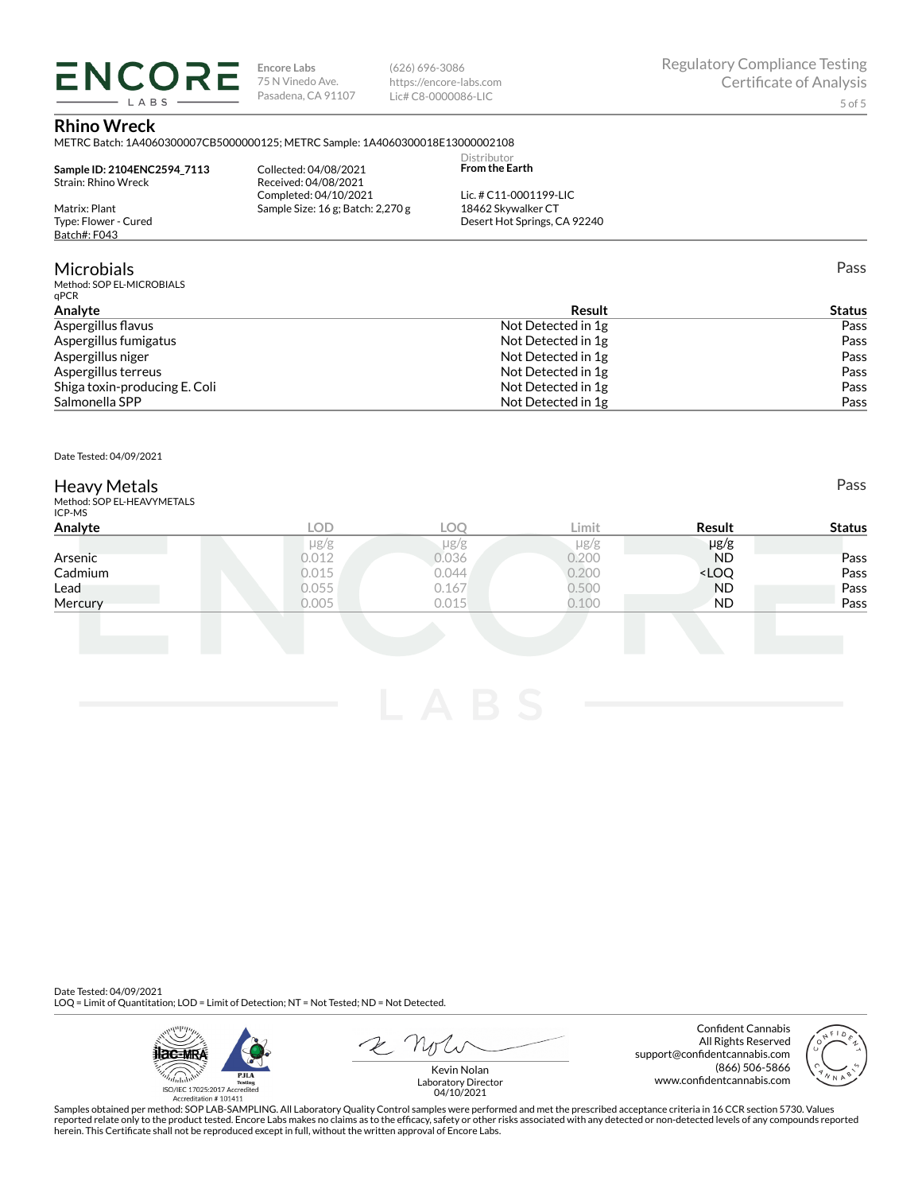**Encore Labs**
75 N Vinedo Ave.
Pasadena, CA 91107

(626) 696-3086
https://encore-labs.com
Lic# C8-0000086-LIC

Regulatory Compliance Testing
Certificate of Analysis

# Rhino Wreck

METRC Batch: 1A4060300007CB5000000125; METRC Sample: 1A4060300018E13000002108

**Sample ID: 2104ENC2594_7113**
Strain: Rhino Wreck

Matrix: Plant
Type: Flower - Cured
Batch#: F043

Collected: 04/08/2021
Received: 04/08/2021
Completed: 04/10/2021
Sample Size: 16 g; Batch: 2,270 g

Distributor
**From the Earth**

Lic. # C11-0001199-LIC
18462 Skywalker CT
Desert Hot Springs, CA 92240

## Microbials

Pass

Method: SOP EL-MICROBIALS
qPCR

| Analyte | Result | Status |
|---|---|---|
| Aspergillus flavus | Not Detected in 1g | Pass |
| Aspergillus fumigatus | Not Detected in 1g | Pass |
| Aspergillus niger | Not Detected in 1g | Pass |
| Aspergillus terreus | Not Detected in 1g | Pass |
| Shiga toxin-producing E. Coli | Not Detected in 1g | Pass |
| Salmonella SPP | Not Detected in 1g | Pass |

Date Tested: 04/09/2021

## Heavy Metals

Pass

Method: SOP EL-HEAVYMETALS
ICP-MS

| Analyte | LOD | LOQ | Limit | Result | Status |
|---|---|---|---|---|---|
| | µg/g | µg/g | µg/g | µg/g | |
| Arsenic | 0.012 | 0.036 | 0.200 | ND | Pass |
| Cadmium | 0.015 | 0.044 | 0.200 | <LOQ | Pass |
| Lead | 0.055 | 0.167 | 0.500 | ND | Pass |
| Mercury | 0.005 | 0.015 | 0.100 | ND | Pass |

Date Tested: 04/09/2021
LOQ = Limit of Quantitation; LOD = Limit of Detection; NT = Not Tested; ND = Not Detected.

ISO/IEC 17025:2017 Accredited
Accreditation # 101411

Kevin Nolan
Laboratory Director
04/10/2021

Confident Cannabis
All Rights Reserved
support@confidentcannabis.com
(866) 506-5866
www.confidentcannabis.com

Samples obtained per method: SOP LAB-SAMPLING. All Laboratory Quality Control samples were performed and met the prescribed acceptance criteria in 16 CCR section 5730. Values reported relate only to the product tested. Encore Labs makes no claims as to the efficacy, safety or other risks associated with any detected or non-detected levels of any compounds reported herein. This Certificate shall not be reproduced except in full, without the written approval of Encore Labs.